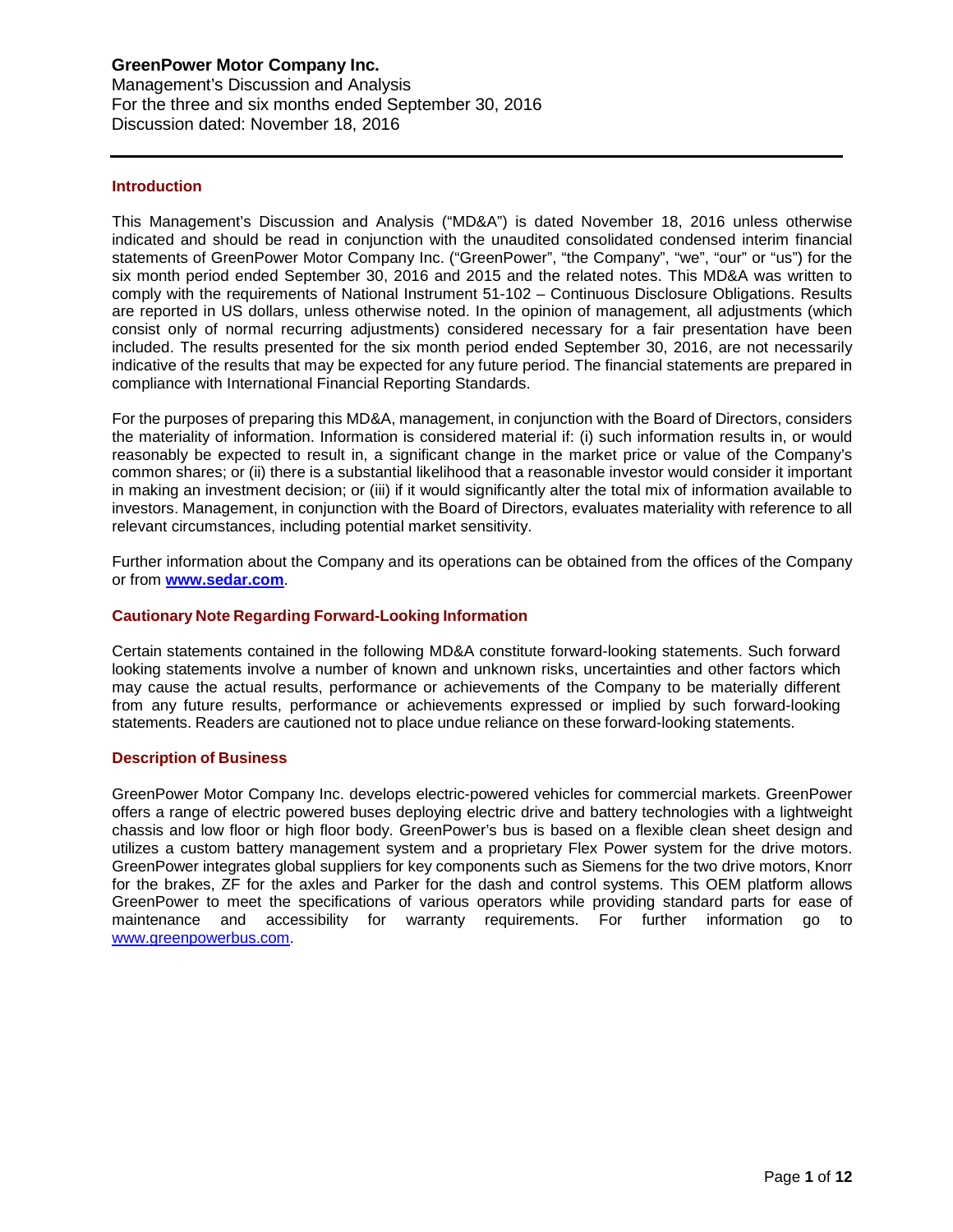# GreenPower Motor Company Inc.

Management's Discussion and Analysis
For the three and six months ended September 30, 2016
Discussion dated: November 18, 2016

## Introduction

This Management's Discussion and Analysis ("MD&A") is dated November 18, 2016 unless otherwise indicated and should be read in conjunction with the unaudited consolidated condensed interim financial statements of GreenPower Motor Company Inc. ("GreenPower", "the Company", "we", "our" or "us") for the six month period ended September 30, 2016 and 2015 and the related notes. This MD&A was written to comply with the requirements of National Instrument 51-102 – Continuous Disclosure Obligations. Results are reported in US dollars, unless otherwise noted. In the opinion of management, all adjustments (which consist only of normal recurring adjustments) considered necessary for a fair presentation have been included. The results presented for the six month period ended September 30, 2016, are not necessarily indicative of the results that may be expected for any future period. The financial statements are prepared in compliance with International Financial Reporting Standards.

For the purposes of preparing this MD&A, management, in conjunction with the Board of Directors, considers the materiality of information. Information is considered material if: (i) such information results in, or would reasonably be expected to result in, a significant change in the market price or value of the Company's common shares; or (ii) there is a substantial likelihood that a reasonable investor would consider it important in making an investment decision; or (iii) if it would significantly alter the total mix of information available to investors. Management, in conjunction with the Board of Directors, evaluates materiality with reference to all relevant circumstances, including potential market sensitivity.

Further information about the Company and its operations can be obtained from the offices of the Company or from **www.sedar.com**.

## Cautionary Note Regarding Forward-Looking Information

Certain statements contained in the following MD&A constitute forward-looking statements. Such forward looking statements involve a number of known and unknown risks, uncertainties and other factors which may cause the actual results, performance or achievements of the Company to be materially different from any future results, performance or achievements expressed or implied by such forward-looking statements. Readers are cautioned not to place undue reliance on these forward-looking statements.

## Description of Business

GreenPower Motor Company Inc. develops electric-powered vehicles for commercial markets. GreenPower offers a range of electric powered buses deploying electric drive and battery technologies with a lightweight chassis and low floor or high floor body. GreenPower's bus is based on a flexible clean sheet design and utilizes a custom battery management system and a proprietary Flex Power system for the drive motors. GreenPower integrates global suppliers for key components such as Siemens for the two drive motors, Knorr for the brakes, ZF for the axles and Parker for the dash and control systems. This OEM platform allows GreenPower to meet the specifications of various operators while providing standard parts for ease of maintenance and accessibility for warranty requirements. For further information go to www.greenpowerbus.com.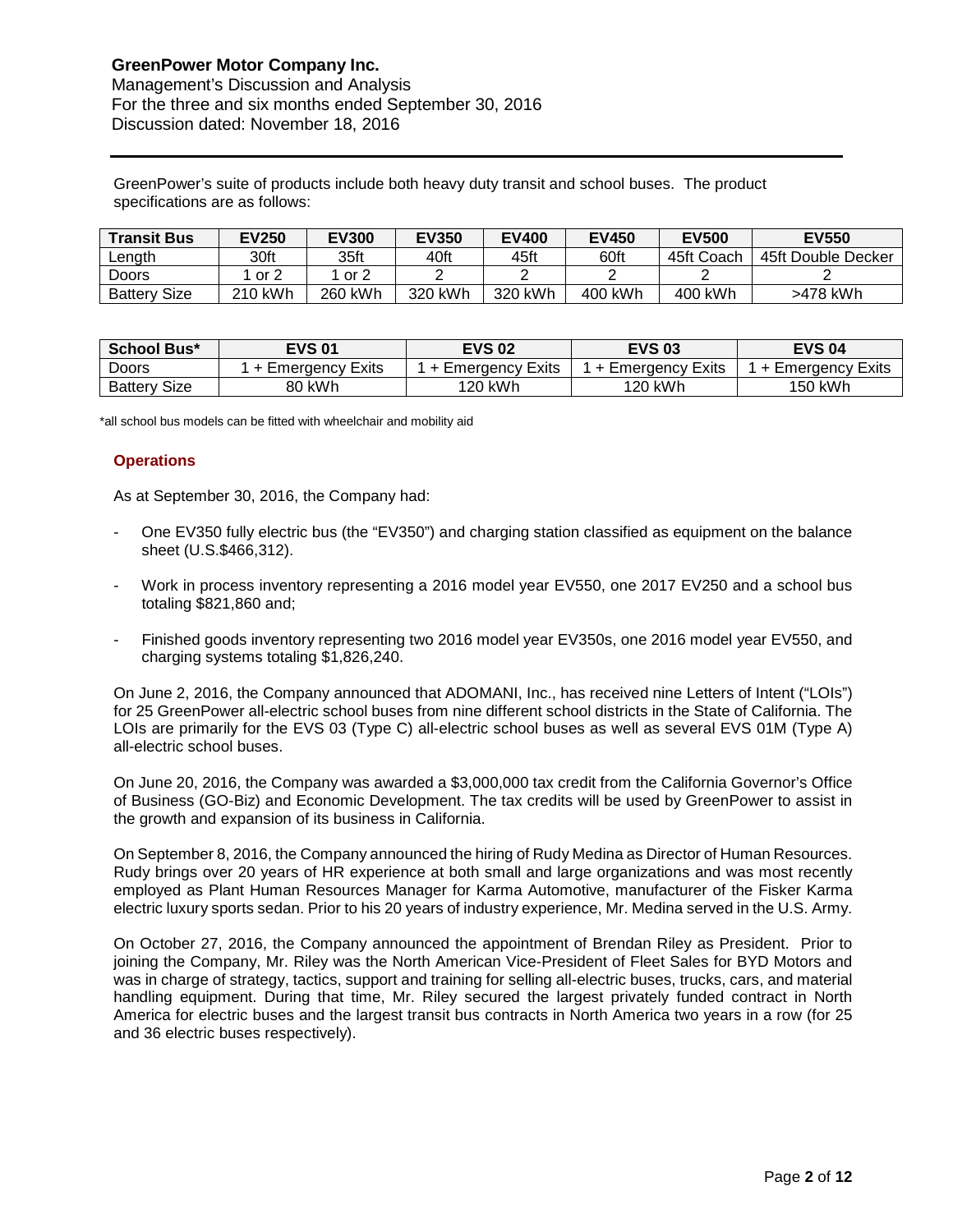GreenPower's suite of products include both heavy duty transit and school buses. The product specifications are as follows:

| Transit Bus | EV250 | EV300 | EV350 | EV400 | EV450 | EV500 | EV550 |
|---|---|---|---|---|---|---|---|
| Length | 30ft | 35ft | 40ft | 45ft | 60ft | 45ft Coach | 45ft Double Decker |
| Doors | 1 or 2 | 1 or 2 | 2 | 2 | 2 | 2 | 2 |
| Battery Size | 210 kWh | 260 kWh | 320 kWh | 320 kWh | 400 kWh | 400 kWh | >478 kWh |

| School Bus* | EVS 01 | EVS 02 | EVS 03 | EVS 04 |
|---|---|---|---|---|
| Doors | 1 + Emergency Exits | 1 + Emergency Exits | 1 + Emergency Exits | 1 + Emergency Exits |
| Battery Size | 80 kWh | 120 kWh | 120 kWh | 150 kWh |

*all school bus models can be fitted with wheelchair and mobility aid

### Operations

As at September 30, 2016, the Company had:

- One EV350 fully electric bus (the "EV350") and charging station classified as equipment on the balance sheet (U.S.$466,312).
- Work in process inventory representing a 2016 model year EV550, one 2017 EV250 and a school bus totaling $821,860 and;
- Finished goods inventory representing two 2016 model year EV350s, one 2016 model year EV550, and charging systems totaling $1,826,240.

On June 2, 2016, the Company announced that ADOMANI, Inc., has received nine Letters of Intent ("LOIs") for 25 GreenPower all-electric school buses from nine different school districts in the State of California. The LOIs are primarily for the EVS 03 (Type C) all-electric school buses as well as several EVS 01M (Type A) all-electric school buses.

On June 20, 2016, the Company was awarded a $3,000,000 tax credit from the California Governor's Office of Business (GO-Biz) and Economic Development. The tax credits will be used by GreenPower to assist in the growth and expansion of its business in California.

On September 8, 2016, the Company announced the hiring of Rudy Medina as Director of Human Resources. Rudy brings over 20 years of HR experience at both small and large organizations and was most recently employed as Plant Human Resources Manager for Karma Automotive, manufacturer of the Fisker Karma electric luxury sports sedan. Prior to his 20 years of industry experience, Mr. Medina served in the U.S. Army.

On October 27, 2016, the Company announced the appointment of Brendan Riley as President. Prior to joining the Company, Mr. Riley was the North American Vice-President of Fleet Sales for BYD Motors and was in charge of strategy, tactics, support and training for selling all-electric buses, trucks, cars, and material handling equipment. During that time, Mr. Riley secured the largest privately funded contract in North America for electric buses and the largest transit bus contracts in North America two years in a row (for 25 and 36 electric buses respectively).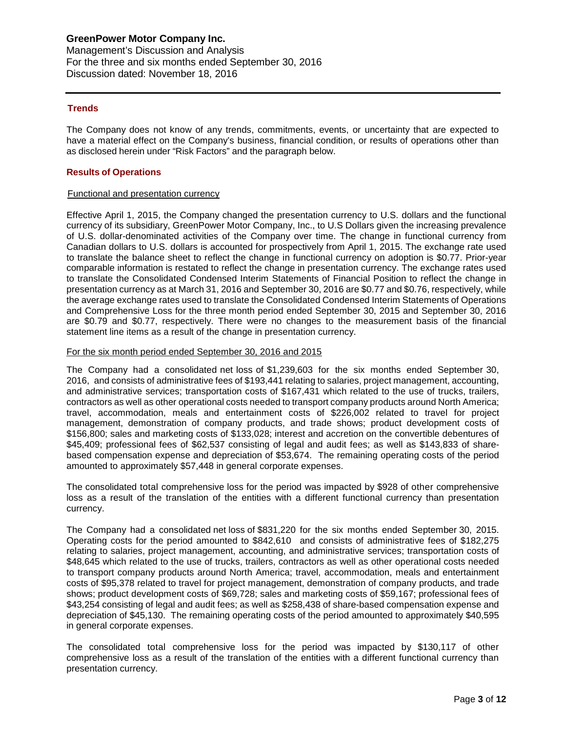## Trends

The Company does not know of any trends, commitments, events, or uncertainty that are expected to have a material effect on the Company's business, financial condition, or results of operations other than as disclosed herein under "Risk Factors" and the paragraph below.

## Results of Operations

### Functional and presentation currency

Effective April 1, 2015, the Company changed the presentation currency to U.S. dollars and the functional currency of its subsidiary, GreenPower Motor Company, Inc., to U.S Dollars given the increasing prevalence of U.S. dollar-denominated activities of the Company over time. The change in functional currency from Canadian dollars to U.S. dollars is accounted for prospectively from April 1, 2015. The exchange rate used to translate the balance sheet to reflect the change in functional currency on adoption is $0.77. Prior-year comparable information is restated to reflect the change in presentation currency. The exchange rates used to translate the Consolidated Condensed Interim Statements of Financial Position to reflect the change in presentation currency as at March 31, 2016 and September 30, 2016 are $0.77 and $0.76, respectively, while the average exchange rates used to translate the Consolidated Condensed Interim Statements of Operations and Comprehensive Loss for the three month period ended September 30, 2015 and September 30, 2016 are $0.79 and $0.77, respectively. There were no changes to the measurement basis of the financial statement line items as a result of the change in presentation currency.

### For the six month period ended September 30, 2016 and 2015

The Company had a consolidated net loss of $1,239,603 for the six months ended September 30, 2016, and consists of administrative fees of $193,441 relating to salaries, project management, accounting, and administrative services; transportation costs of $167,431 which related to the use of trucks, trailers, contractors as well as other operational costs needed to transport company products around North America; travel, accommodation, meals and entertainment costs of $226,002 related to travel for project management, demonstration of company products, and trade shows; product development costs of $156,800; sales and marketing costs of $133,028; interest and accretion on the convertible debentures of $45,409; professional fees of $62,537 consisting of legal and audit fees; as well as $143,833 of share-based compensation expense and depreciation of $53,674. The remaining operating costs of the period amounted to approximately $57,448 in general corporate expenses.

The consolidated total comprehensive loss for the period was impacted by $928 of other comprehensive loss as a result of the translation of the entities with a different functional currency than presentation currency.

The Company had a consolidated net loss of $831,220 for the six months ended September 30, 2015. Operating costs for the period amounted to $842,610 and consists of administrative fees of $182,275 relating to salaries, project management, accounting, and administrative services; transportation costs of $48,645 which related to the use of trucks, trailers, contractors as well as other operational costs needed to transport company products around North America; travel, accommodation, meals and entertainment costs of $95,378 related to travel for project management, demonstration of company products, and trade shows; product development costs of $69,728; sales and marketing costs of $59,167; professional fees of $43,254 consisting of legal and audit fees; as well as $258,438 of share-based compensation expense and depreciation of $45,130. The remaining operating costs of the period amounted to approximately $40,595 in general corporate expenses.

The consolidated total comprehensive loss for the period was impacted by $130,117 of other comprehensive loss as a result of the translation of the entities with a different functional currency than presentation currency.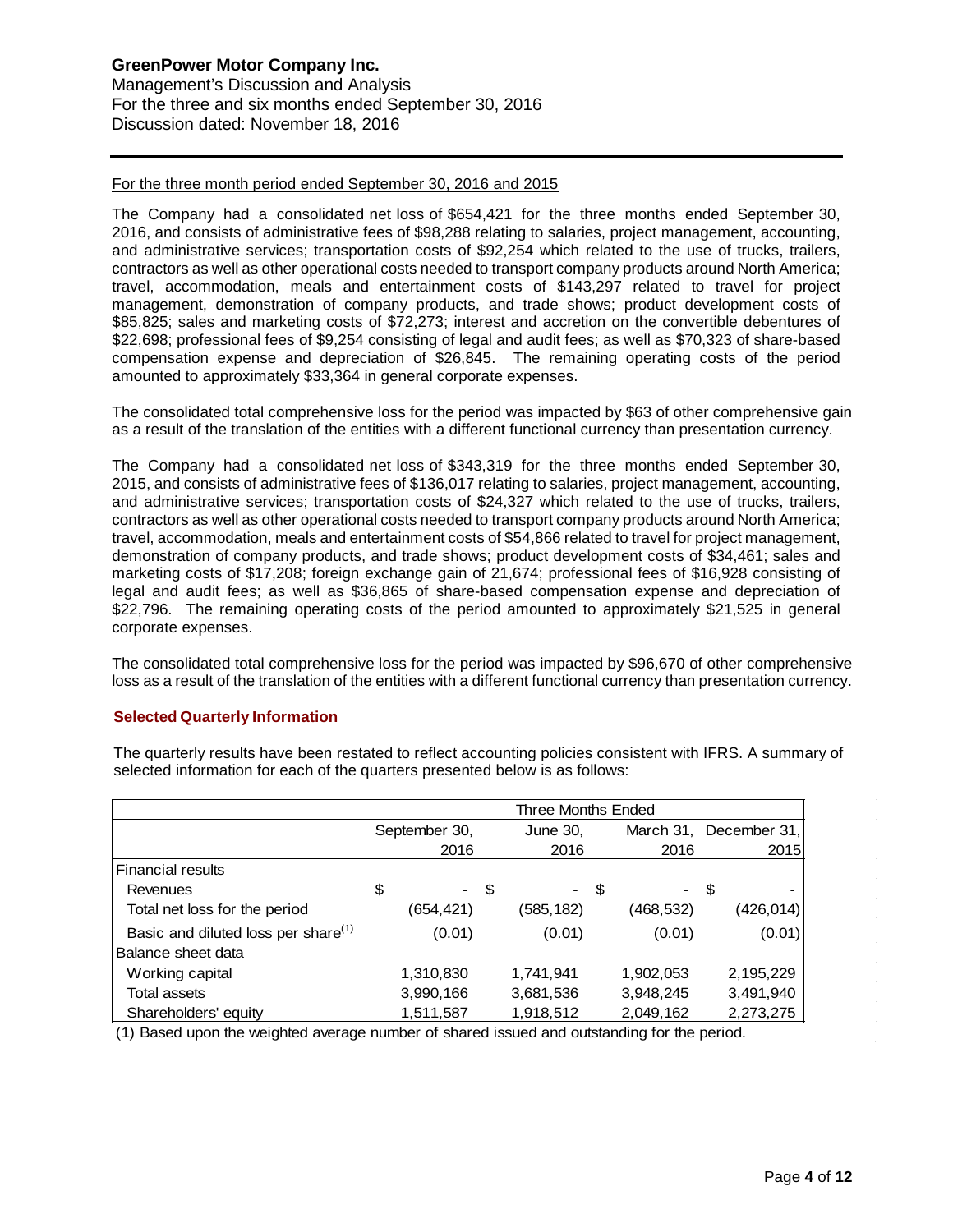For the three month period ended September 30, 2016 and 2015

The Company had a consolidated net loss of $654,421 for the three months ended September 30, 2016, and consists of administrative fees of $98,288 relating to salaries, project management, accounting, and administrative services; transportation costs of $92,254 which related to the use of trucks, trailers, contractors as well as other operational costs needed to transport company products around North America; travel, accommodation, meals and entertainment costs of $143,297 related to travel for project management, demonstration of company products, and trade shows; product development costs of $85,825; sales and marketing costs of $72,273; interest and accretion on the convertible debentures of $22,698; professional fees of $9,254 consisting of legal and audit fees; as well as $70,323 of share-based compensation expense and depreciation of $26,845. The remaining operating costs of the period amounted to approximately $33,364 in general corporate expenses.

The consolidated total comprehensive loss for the period was impacted by $63 of other comprehensive gain as a result of the translation of the entities with a different functional currency than presentation currency.

The Company had a consolidated net loss of $343,319 for the three months ended September 30, 2015, and consists of administrative fees of $136,017 relating to salaries, project management, accounting, and administrative services; transportation costs of $24,327 which related to the use of trucks, trailers, contractors as well as other operational costs needed to transport company products around North America; travel, accommodation, meals and entertainment costs of $54,866 related to travel for project management, demonstration of company products, and trade shows; product development costs of $34,461; sales and marketing costs of $17,208; foreign exchange gain of 21,674; professional fees of $16,928 consisting of legal and audit fees; as well as $36,865 of share-based compensation expense and depreciation of $22,796. The remaining operating costs of the period amounted to approximately $21,525 in general corporate expenses.

The consolidated total comprehensive loss for the period was impacted by $96,670 of other comprehensive loss as a result of the translation of the entities with a different functional currency than presentation currency.

## Selected Quarterly Information

The quarterly results have been restated to reflect accounting policies consistent with IFRS. A summary of selected information for each of the quarters presented below is as follows:

| | Three Months Ended | | | |
|---|---|---|---|---|
| | September 30, 2016 | June 30, 2016 | March 31, 2016 | December 31, 2015 |
| Financial results | | | | |
| Revenues | $ - | $ - | $ - | $ - |
| Total net loss for the period | (654,421) | (585,182) | (468,532) | (426,014) |
| Basic and diluted loss per share[(1)] | (0.01) | (0.01) | (0.01) | (0.01) |
| Balance sheet data | | | | |
| Working capital | 1,310,830 | 1,741,941 | 1,902,053 | 2,195,229 |
| Total assets | 3,990,166 | 3,681,536 | 3,948,245 | 3,491,940 |
| Shareholders' equity | 1,511,587 | 1,918,512 | 2,049,162 | 2,273,275 |

(1) Based upon the weighted average number of shared issued and outstanding for the period.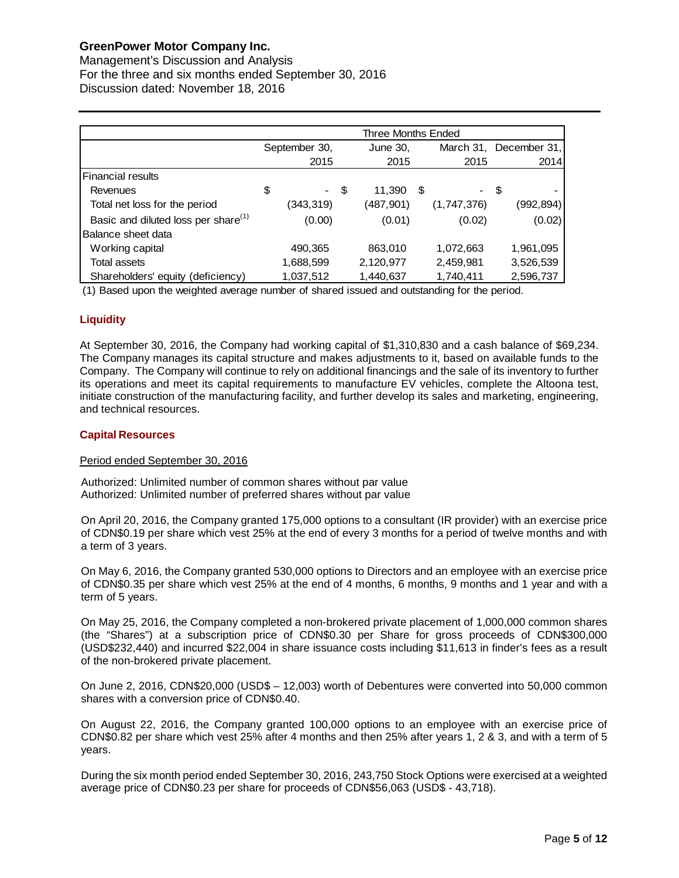| | Three Months Ended | | | |
|---|---|---|---|---|
| | September 30, 2015 | June 30, 2015 | March 31, 2015 | December 31, 2014 |
| Financial results | | | | |
| Revenues | $ - | $ 11,390 | $ - | $ - |
| Total net loss for the period | (343,319) | (487,901) | (1,747,376) | (992,894) |
| Basic and diluted loss per share[1] | (0.00) | (0.01) | (0.02) | (0.02) |
| Balance sheet data | | | | |
| Working capital | 490,365 | 863,010 | 1,072,663 | 1,961,095 |
| Total assets | 1,688,599 | 2,120,977 | 2,459,981 | 3,526,539 |
| Shareholders' equity (deficiency) | 1,037,512 | 1,440,637 | 1,740,411 | 2,596,737 |

(1) Based upon the weighted average number of shared issued and outstanding for the period.

## Liquidity

At September 30, 2016, the Company had working capital of $1,310,830 and a cash balance of $69,234. The Company manages its capital structure and makes adjustments to it, based on available funds to the Company. The Company will continue to rely on additional financings and the sale of its inventory to further its operations and meet its capital requirements to manufacture EV vehicles, complete the Altoona test, initiate construction of the manufacturing facility, and further develop its sales and marketing, engineering, and technical resources.

## Capital Resources

Period ended September 30, 2016

Authorized: Unlimited number of common shares without par value
Authorized: Unlimited number of preferred shares without par value

On April 20, 2016, the Company granted 175,000 options to a consultant (IR provider) with an exercise price of CDN$0.19 per share which vest 25% at the end of every 3 months for a period of twelve months and with a term of 3 years.

On May 6, 2016, the Company granted 530,000 options to Directors and an employee with an exercise price of CDN$0.35 per share which vest 25% at the end of 4 months, 6 months, 9 months and 1 year and with a term of 5 years.

On May 25, 2016, the Company completed a non-brokered private placement of 1,000,000 common shares (the "Shares") at a subscription price of CDN$0.30 per Share for gross proceeds of CDN$300,000 (USD$232,440) and incurred $22,004 in share issuance costs including $11,613 in finder's fees as a result of the non-brokered private placement.

On June 2, 2016, CDN$20,000 (USD$ – 12,003) worth of Debentures were converted into 50,000 common shares with a conversion price of CDN$0.40.

On August 22, 2016, the Company granted 100,000 options to an employee with an exercise price of CDN$0.82 per share which vest 25% after 4 months and then 25% after years 1, 2 & 3, and with a term of 5 years.

During the six month period ended September 30, 2016, 243,750 Stock Options were exercised at a weighted average price of CDN$0.23 per share for proceeds of CDN$56,063 (USD$ - 43,718).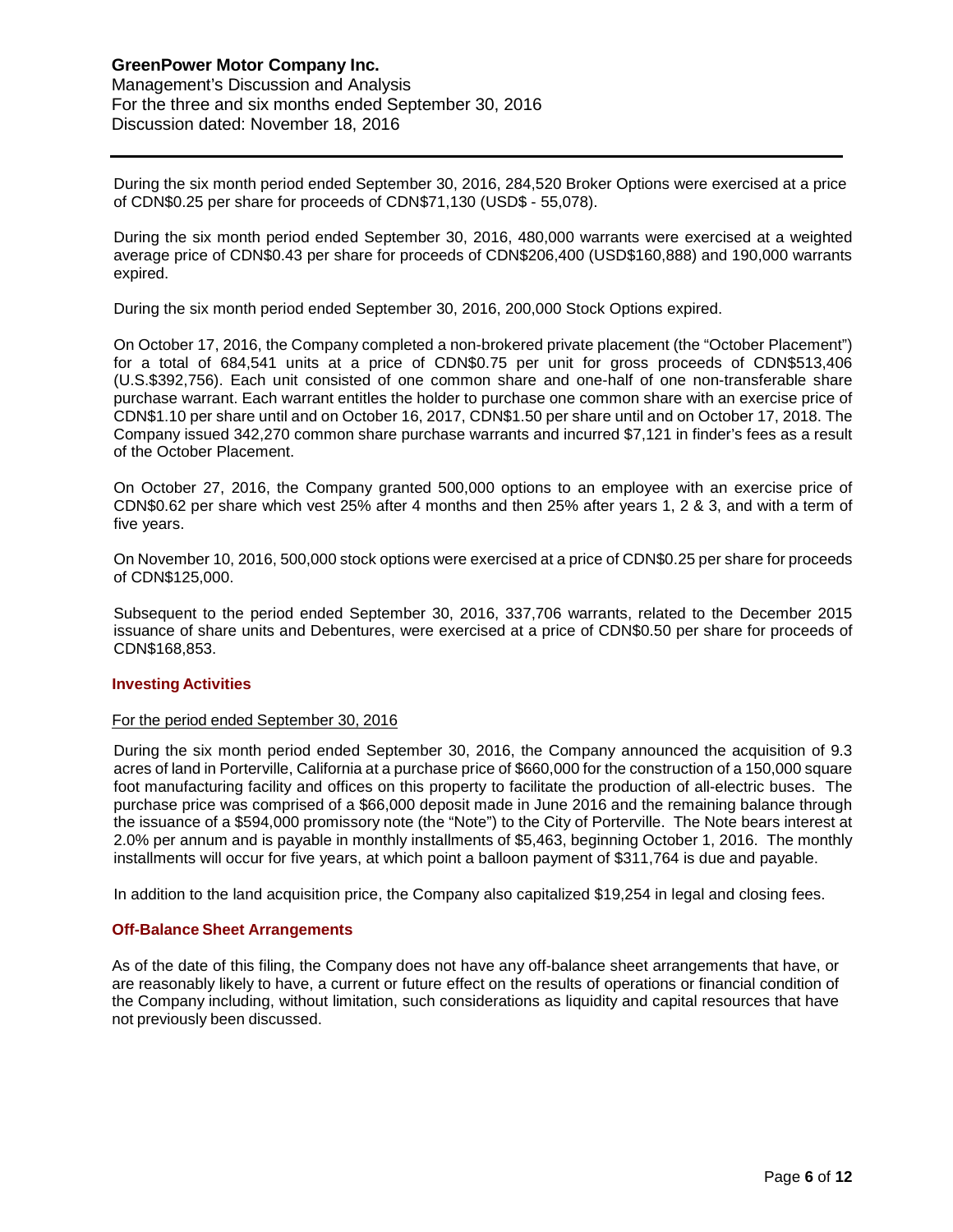During the six month period ended September 30, 2016, 284,520 Broker Options were exercised at a price of CDN$0.25 per share for proceeds of CDN$71,130 (USD$ - 55,078).

During the six month period ended September 30, 2016, 480,000 warrants were exercised at a weighted average price of CDN$0.43 per share for proceeds of CDN$206,400 (USD$160,888) and 190,000 warrants expired.

During the six month period ended September 30, 2016, 200,000 Stock Options expired.

On October 17, 2016, the Company completed a non-brokered private placement (the "October Placement") for a total of 684,541 units at a price of CDN$0.75 per unit for gross proceeds of CDN$513,406 (U.S.$392,756). Each unit consisted of one common share and one-half of one non-transferable share purchase warrant. Each warrant entitles the holder to purchase one common share with an exercise price of CDN$1.10 per share until and on October 16, 2017, CDN$1.50 per share until and on October 17, 2018. The Company issued 342,270 common share purchase warrants and incurred $7,121 in finder's fees as a result of the October Placement.

On October 27, 2016, the Company granted 500,000 options to an employee with an exercise price of CDN$0.62 per share which vest 25% after 4 months and then 25% after years 1, 2 & 3, and with a term of five years.

On November 10, 2016, 500,000 stock options were exercised at a price of CDN$0.25 per share for proceeds of CDN$125,000.

Subsequent to the period ended September 30, 2016, 337,706 warrants, related to the December 2015 issuance of share units and Debentures, were exercised at a price of CDN$0.50 per share for proceeds of CDN$168,853.

## Investing Activities

For the period ended September 30, 2016

During the six month period ended September 30, 2016, the Company announced the acquisition of 9.3 acres of land in Porterville, California at a purchase price of $660,000 for the construction of a 150,000 square foot manufacturing facility and offices on this property to facilitate the production of all-electric buses. The purchase price was comprised of a $66,000 deposit made in June 2016 and the remaining balance through the issuance of a $594,000 promissory note (the "Note") to the City of Porterville. The Note bears interest at 2.0% per annum and is payable in monthly installments of $5,463, beginning October 1, 2016. The monthly installments will occur for five years, at which point a balloon payment of $311,764 is due and payable.

In addition to the land acquisition price, the Company also capitalized $19,254 in legal and closing fees.

## Off-Balance Sheet Arrangements

As of the date of this filing, the Company does not have any off-balance sheet arrangements that have, or are reasonably likely to have, a current or future effect on the results of operations or financial condition of the Company including, without limitation, such considerations as liquidity and capital resources that have not previously been discussed.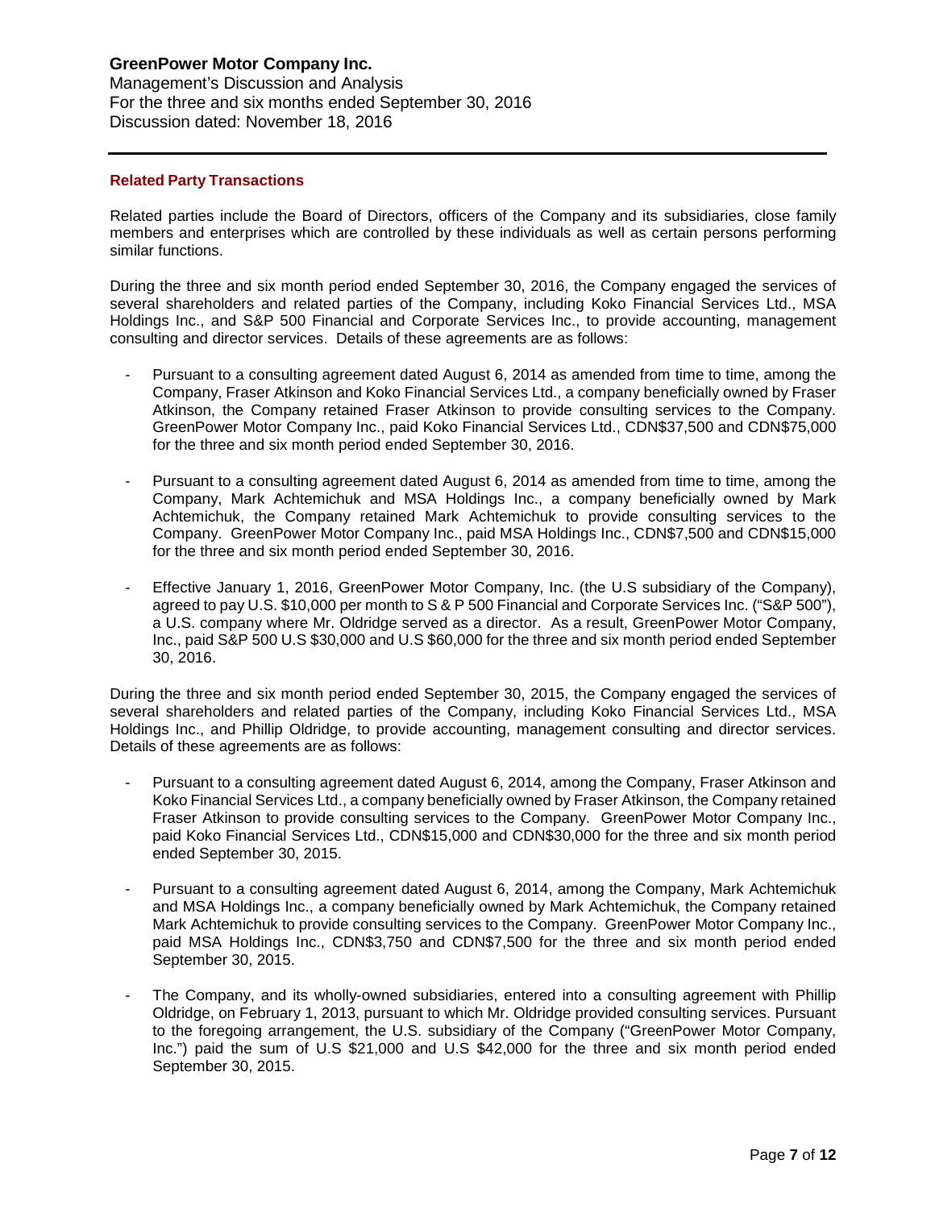## Related Party Transactions

Related parties include the Board of Directors, officers of the Company and its subsidiaries, close family members and enterprises which are controlled by these individuals as well as certain persons performing similar functions.

During the three and six month period ended September 30, 2016, the Company engaged the services of several shareholders and related parties of the Company, including Koko Financial Services Ltd., MSA Holdings Inc., and S&P 500 Financial and Corporate Services Inc., to provide accounting, management consulting and director services. Details of these agreements are as follows:

- Pursuant to a consulting agreement dated August 6, 2014 as amended from time to time, among the Company, Fraser Atkinson and Koko Financial Services Ltd., a company beneficially owned by Fraser Atkinson, the Company retained Fraser Atkinson to provide consulting services to the Company. GreenPower Motor Company Inc., paid Koko Financial Services Ltd., CDN$37,500 and CDN$75,000 for the three and six month period ended September 30, 2016.
- Pursuant to a consulting agreement dated August 6, 2014 as amended from time to time, among the Company, Mark Achtemichuk and MSA Holdings Inc., a company beneficially owned by Mark Achtemichuk, the Company retained Mark Achtemichuk to provide consulting services to the Company. GreenPower Motor Company Inc., paid MSA Holdings Inc., CDN$7,500 and CDN$15,000 for the three and six month period ended September 30, 2016.
- Effective January 1, 2016, GreenPower Motor Company, Inc. (the U.S subsidiary of the Company), agreed to pay U.S. $10,000 per month to S & P 500 Financial and Corporate Services Inc. ("S&P 500"), a U.S. company where Mr. Oldridge served as a director. As a result, GreenPower Motor Company, Inc., paid S&P 500 U.S $30,000 and U.S $60,000 for the three and six month period ended September 30, 2016.

During the three and six month period ended September 30, 2015, the Company engaged the services of several shareholders and related parties of the Company, including Koko Financial Services Ltd., MSA Holdings Inc., and Phillip Oldridge, to provide accounting, management consulting and director services. Details of these agreements are as follows:

- Pursuant to a consulting agreement dated August 6, 2014, among the Company, Fraser Atkinson and Koko Financial Services Ltd., a company beneficially owned by Fraser Atkinson, the Company retained Fraser Atkinson to provide consulting services to the Company. GreenPower Motor Company Inc., paid Koko Financial Services Ltd., CDN$15,000 and CDN$30,000 for the three and six month period ended September 30, 2015.
- Pursuant to a consulting agreement dated August 6, 2014, among the Company, Mark Achtemichuk and MSA Holdings Inc., a company beneficially owned by Mark Achtemichuk, the Company retained Mark Achtemichuk to provide consulting services to the Company. GreenPower Motor Company Inc., paid MSA Holdings Inc., CDN$3,750 and CDN$7,500 for the three and six month period ended September 30, 2015.
- The Company, and its wholly-owned subsidiaries, entered into a consulting agreement with Phillip Oldridge, on February 1, 2013, pursuant to which Mr. Oldridge provided consulting services. Pursuant to the foregoing arrangement, the U.S. subsidiary of the Company ("GreenPower Motor Company, Inc.") paid the sum of U.S $21,000 and U.S $42,000 for the three and six month period ended September 30, 2015.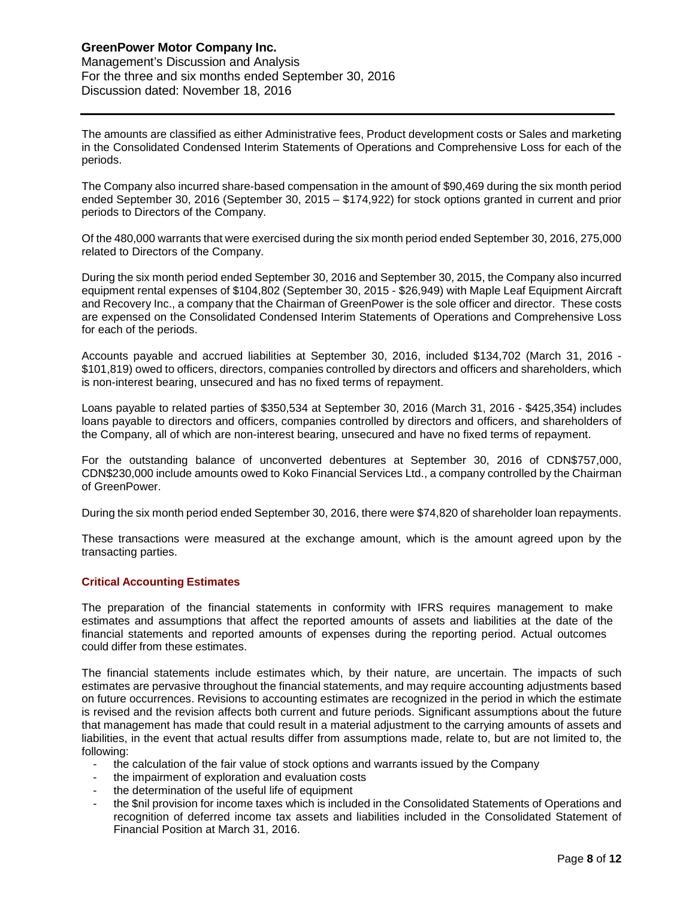The amounts are classified as either Administrative fees, Product development costs or Sales and marketing in the Consolidated Condensed Interim Statements of Operations and Comprehensive Loss for each of the periods.

The Company also incurred share-based compensation in the amount of $90,469 during the six month period ended September 30, 2016 (September 30, 2015 – $174,922) for stock options granted in current and prior periods to Directors of the Company.

Of the 480,000 warrants that were exercised during the six month period ended September 30, 2016, 275,000 related to Directors of the Company.

During the six month period ended September 30, 2016 and September 30, 2015, the Company also incurred equipment rental expenses of $104,802 (September 30, 2015 - $26,949) with Maple Leaf Equipment Aircraft and Recovery Inc., a company that the Chairman of GreenPower is the sole officer and director. These costs are expensed on the Consolidated Condensed Interim Statements of Operations and Comprehensive Loss for each of the periods.

Accounts payable and accrued liabilities at September 30, 2016, included $134,702 (March 31, 2016 - $101,819) owed to officers, directors, companies controlled by directors and officers and shareholders, which is non-interest bearing, unsecured and has no fixed terms of repayment.

Loans payable to related parties of $350,534 at September 30, 2016 (March 31, 2016 - $425,354) includes loans payable to directors and officers, companies controlled by directors and officers, and shareholders of the Company, all of which are non-interest bearing, unsecured and have no fixed terms of repayment.

For the outstanding balance of unconverted debentures at September 30, 2016 of CDN$757,000, CDN$230,000 include amounts owed to Koko Financial Services Ltd., a company controlled by the Chairman of GreenPower.

During the six month period ended September 30, 2016, there were $74,820 of shareholder loan repayments.

These transactions were measured at the exchange amount, which is the amount agreed upon by the transacting parties.

## Critical Accounting Estimates

The preparation of the financial statements in conformity with IFRS requires management to make estimates and assumptions that affect the reported amounts of assets and liabilities at the date of the financial statements and reported amounts of expenses during the reporting period. Actual outcomes could differ from these estimates.

The financial statements include estimates which, by their nature, are uncertain. The impacts of such estimates are pervasive throughout the financial statements, and may require accounting adjustments based on future occurrences. Revisions to accounting estimates are recognized in the period in which the estimate is revised and the revision affects both current and future periods. Significant assumptions about the future that management has made that could result in a material adjustment to the carrying amounts of assets and liabilities, in the event that actual results differ from assumptions made, relate to, but are not limited to, the following:

- the calculation of the fair value of stock options and warrants issued by the Company
- the impairment of exploration and evaluation costs
- the determination of the useful life of equipment
- the $nil provision for income taxes which is included in the Consolidated Statements of Operations and recognition of deferred income tax assets and liabilities included in the Consolidated Statement of Financial Position at March 31, 2016.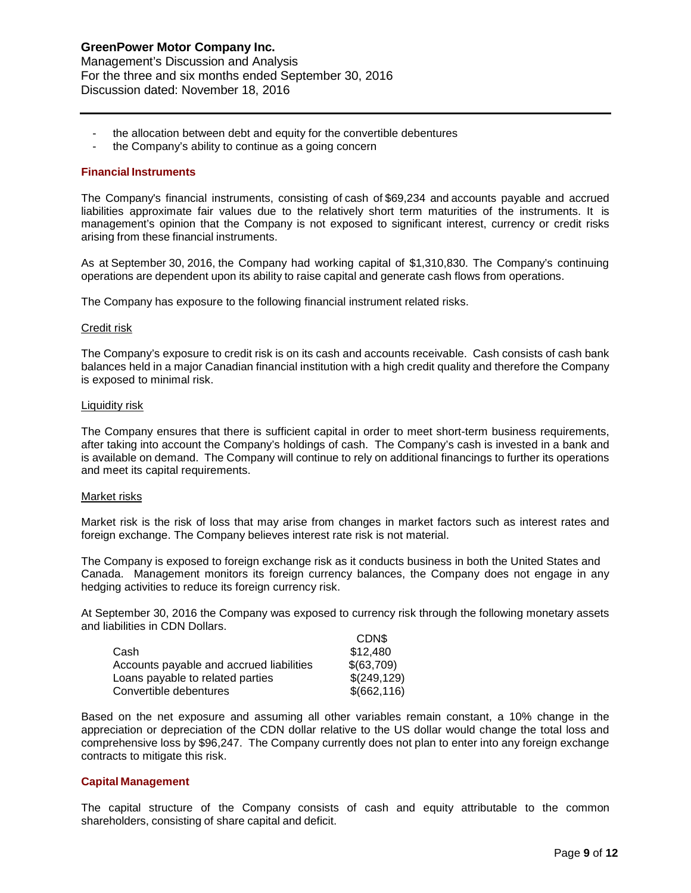- the allocation between debt and equity for the convertible debentures
- the Company's ability to continue as a going concern

## Financial Instruments

The Company's financial instruments, consisting of cash of $69,234 and accounts payable and accrued liabilities approximate fair values due to the relatively short term maturities of the instruments. It is management's opinion that the Company is not exposed to significant interest, currency or credit risks arising from these financial instruments.

As at September 30, 2016, the Company had working capital of $1,310,830. The Company's continuing operations are dependent upon its ability to raise capital and generate cash flows from operations.

The Company has exposure to the following financial instrument related risks.

Credit risk

The Company's exposure to credit risk is on its cash and accounts receivable. Cash consists of cash bank balances held in a major Canadian financial institution with a high credit quality and therefore the Company is exposed to minimal risk.

Liquidity risk

The Company ensures that there is sufficient capital in order to meet short-term business requirements, after taking into account the Company's holdings of cash. The Company's cash is invested in a bank and is available on demand. The Company will continue to rely on additional financings to further its operations and meet its capital requirements.

Market risks

Market risk is the risk of loss that may arise from changes in market factors such as interest rates and foreign exchange. The Company believes interest rate risk is not material.

The Company is exposed to foreign exchange risk as it conducts business in both the United States and Canada. Management monitors its foreign currency balances, the Company does not engage in any hedging activities to reduce its foreign currency risk.

At September 30, 2016 the Company was exposed to currency risk through the following monetary assets and liabilities in CDN Dollars.

| | CDN$ |
|---|---|
| Cash | $12,480 |
| Accounts payable and accrued liabilities | $(63,709) |
| Loans payable to related parties | $(249,129) |
| Convertible debentures | $(662,116) |

Based on the net exposure and assuming all other variables remain constant, a 10% change in the appreciation or depreciation of the CDN dollar relative to the US dollar would change the total loss and comprehensive loss by $96,247. The Company currently does not plan to enter into any foreign exchange contracts to mitigate this risk.

## Capital Management

The capital structure of the Company consists of cash and equity attributable to the common shareholders, consisting of share capital and deficit.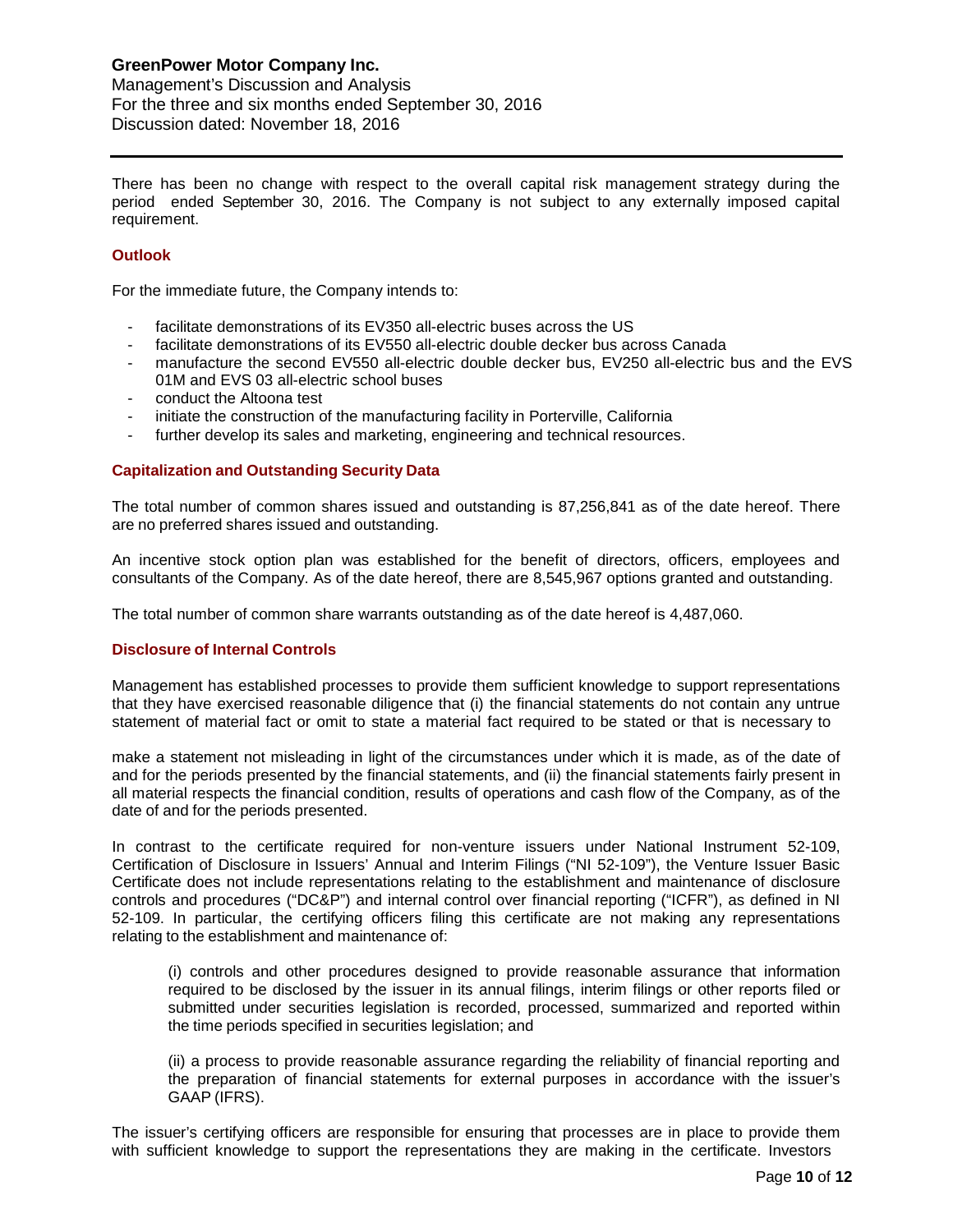There has been no change with respect to the overall capital risk management strategy during the period ended September 30, 2016. The Company is not subject to any externally imposed capital requirement.

## Outlook

For the immediate future, the Company intends to:

- facilitate demonstrations of its EV350 all-electric buses across the US
- facilitate demonstrations of its EV550 all-electric double decker bus across Canada
- manufacture the second EV550 all-electric double decker bus, EV250 all-electric bus and the EVS 01M and EVS 03 all-electric school buses
- conduct the Altoona test
- initiate the construction of the manufacturing facility in Porterville, California
- further develop its sales and marketing, engineering and technical resources.

## Capitalization and Outstanding Security Data

The total number of common shares issued and outstanding is 87,256,841 as of the date hereof. There are no preferred shares issued and outstanding.

An incentive stock option plan was established for the benefit of directors, officers, employees and consultants of the Company. As of the date hereof, there are 8,545,967 options granted and outstanding.

The total number of common share warrants outstanding as of the date hereof is 4,487,060.

## Disclosure of Internal Controls

Management has established processes to provide them sufficient knowledge to support representations that they have exercised reasonable diligence that (i) the financial statements do not contain any untrue statement of material fact or omit to state a material fact required to be stated or that is necessary to make a statement not misleading in light of the circumstances under which it is made, as of the date of and for the periods presented by the financial statements, and (ii) the financial statements fairly present in all material respects the financial condition, results of operations and cash flow of the Company, as of the date of and for the periods presented.

In contrast to the certificate required for non-venture issuers under National Instrument 52-109, Certification of Disclosure in Issuers' Annual and Interim Filings ("NI 52-109"), the Venture Issuer Basic Certificate does not include representations relating to the establishment and maintenance of disclosure controls and procedures ("DC&P") and internal control over financial reporting ("ICFR"), as defined in NI 52-109. In particular, the certifying officers filing this certificate are not making any representations relating to the establishment and maintenance of:

> (i) controls and other procedures designed to provide reasonable assurance that information required to be disclosed by the issuer in its annual filings, interim filings or other reports filed or submitted under securities legislation is recorded, processed, summarized and reported within the time periods specified in securities legislation; and
>
> (ii) a process to provide reasonable assurance regarding the reliability of financial reporting and the preparation of financial statements for external purposes in accordance with the issuer's GAAP (IFRS).

The issuer's certifying officers are responsible for ensuring that processes are in place to provide them with sufficient knowledge to support the representations they are making in the certificate. Investors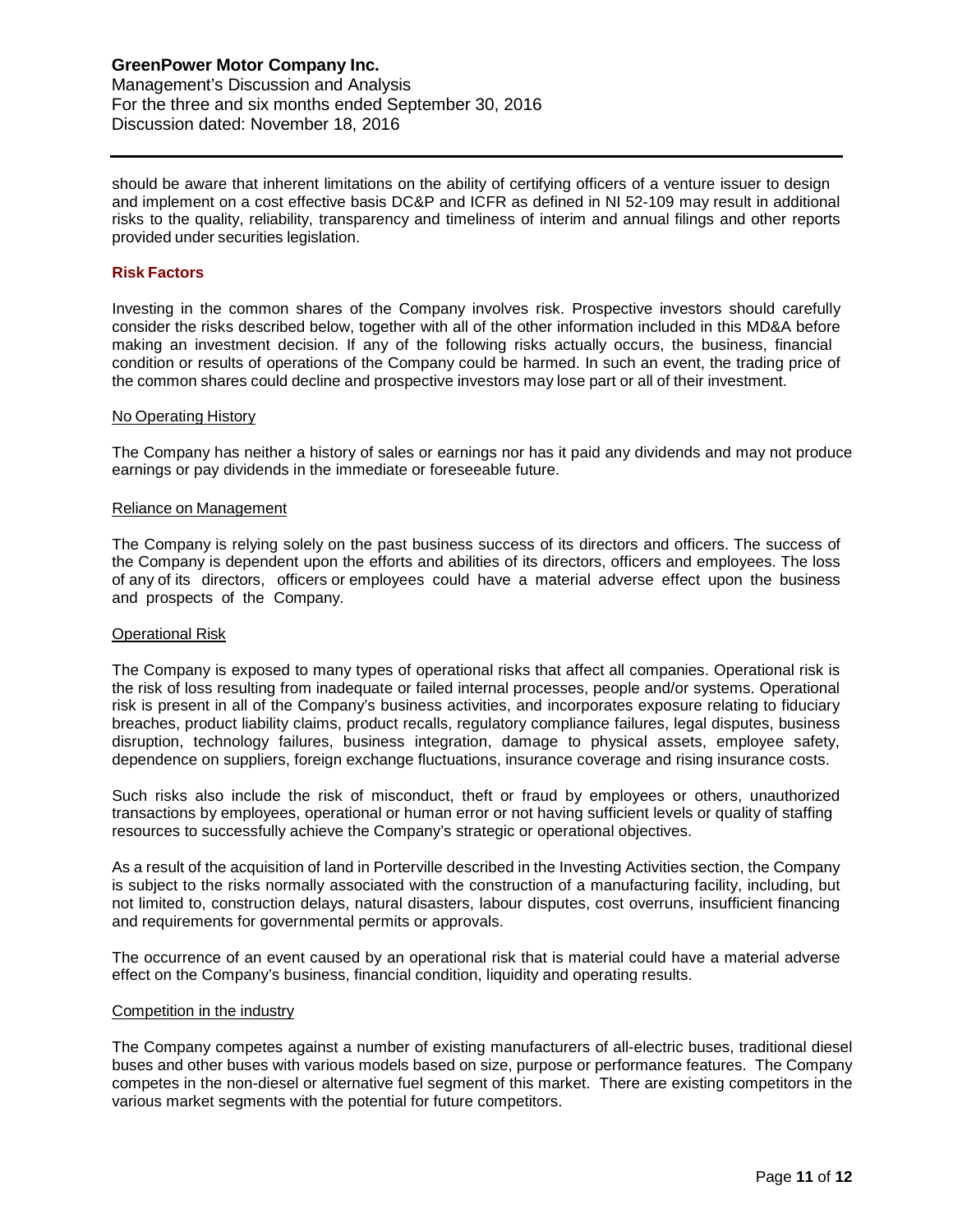should be aware that inherent limitations on the ability of certifying officers of a venture issuer to design and implement on a cost effective basis DC&P and ICFR as defined in NI 52-109 may result in additional risks to the quality, reliability, transparency and timeliness of interim and annual filings and other reports provided under securities legislation.

## Risk Factors

Investing in the common shares of the Company involves risk. Prospective investors should carefully consider the risks described below, together with all of the other information included in this MD&A before making an investment decision. If any of the following risks actually occurs, the business, financial condition or results of operations of the Company could be harmed. In such an event, the trading price of the common shares could decline and prospective investors may lose part or all of their investment.

### No Operating History

The Company has neither a history of sales or earnings nor has it paid any dividends and may not produce earnings or pay dividends in the immediate or foreseeable future.

### Reliance on Management

The Company is relying solely on the past business success of its directors and officers. The success of the Company is dependent upon the efforts and abilities of its directors, officers and employees. The loss of any of its directors, officers or employees could have a material adverse effect upon the business and prospects of the Company.

### Operational Risk

The Company is exposed to many types of operational risks that affect all companies. Operational risk is the risk of loss resulting from inadequate or failed internal processes, people and/or systems. Operational risk is present in all of the Company's business activities, and incorporates exposure relating to fiduciary breaches, product liability claims, product recalls, regulatory compliance failures, legal disputes, business disruption, technology failures, business integration, damage to physical assets, employee safety, dependence on suppliers, foreign exchange fluctuations, insurance coverage and rising insurance costs.

Such risks also include the risk of misconduct, theft or fraud by employees or others, unauthorized transactions by employees, operational or human error or not having sufficient levels or quality of staffing resources to successfully achieve the Company's strategic or operational objectives.

As a result of the acquisition of land in Porterville described in the Investing Activities section, the Company is subject to the risks normally associated with the construction of a manufacturing facility, including, but not limited to, construction delays, natural disasters, labour disputes, cost overruns, insufficient financing and requirements for governmental permits or approvals.

The occurrence of an event caused by an operational risk that is material could have a material adverse effect on the Company's business, financial condition, liquidity and operating results.

### Competition in the industry

The Company competes against a number of existing manufacturers of all-electric buses, traditional diesel buses and other buses with various models based on size, purpose or performance features. The Company competes in the non-diesel or alternative fuel segment of this market. There are existing competitors in the various market segments with the potential for future competitors.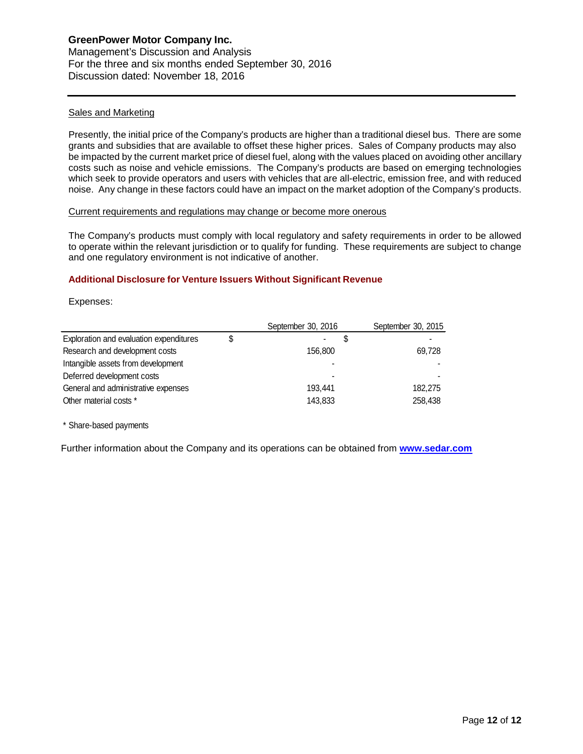Sales and Marketing

Presently, the initial price of the Company's products are higher than a traditional diesel bus. There are some grants and subsidies that are available to offset these higher prices. Sales of Company products may also be impacted by the current market price of diesel fuel, along with the values placed on avoiding other ancillary costs such as noise and vehicle emissions. The Company's products are based on emerging technologies which seek to provide operators and users with vehicles that are all-electric, emission free, and with reduced noise. Any change in these factors could have an impact on the market adoption of the Company's products.

Current requirements and regulations may change or become more onerous

The Company's products must comply with local regulatory and safety requirements in order to be allowed to operate within the relevant jurisdiction or to qualify for funding. These requirements are subject to change and one regulatory environment is not indicative of another.

### Additional Disclosure for Venture Issuers Without Significant Revenue

Expenses:

| | September 30, 2016 | September 30, 2015 |
|---|---|---|
| Exploration and evaluation expenditures | $ - | $ - |
| Research and development costs | 156,800 | 69,728 |
| Intangible assets from development | - | - |
| Deferred development costs | - | - |
| General and administrative expenses | 193,441 | 182,275 |
| Other material costs * | 143,833 | 258,438 |

* Share-based payments

Further information about the Company and its operations can be obtained from **www.sedar.com**